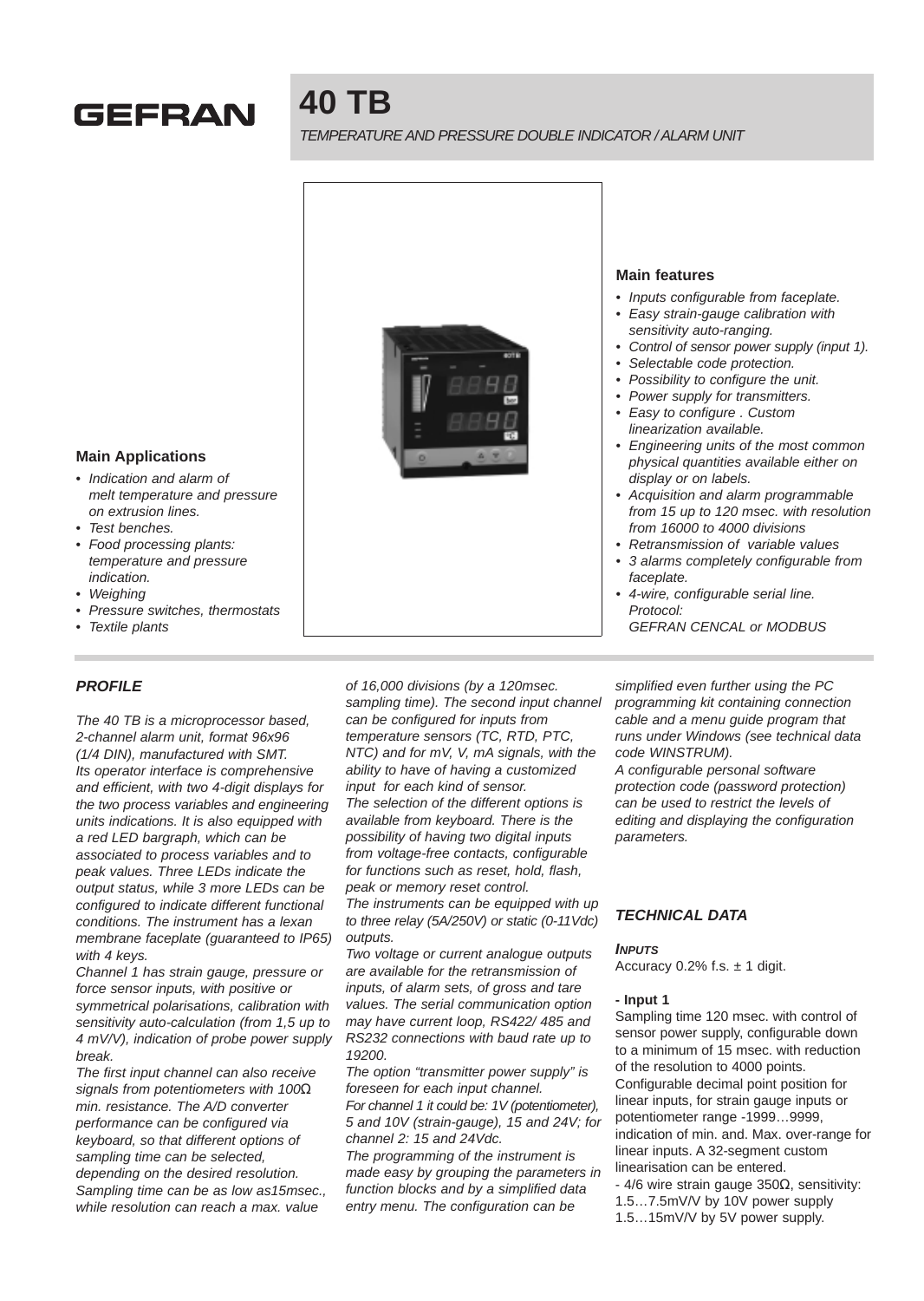# 40 TB

*TEMPERATURE AND PRESSURE DOUBLE INDICATOR / ALARM UNIT*

### Main Applications

- *Indication and alarm of melt temperature and pressure on extrusion lines.*
- *Test benches.*
- *Food processing plants: temperature and pressure indication.*
- *Weighing*
- *Pressure switches, thermostats*
- *Textile plants*

### Main features

- *Inputs configurable from faceplate.*
- *Easy strain-gauge calibration with sensitivity auto-ranging.*
- *Control of sensor power supply (input 1).*
- *Selectable code protection.*
- *Possibility to configure the unit.*
- *Power supply for transmitters.*
- *Easy to configure . Custom linearization available.*
- *Engineering units of the most common physical quantities available either on display or on labels.*
- *Acquisition and alarm programmable from 15 up to 120 msec. with resolution from 16000 to 4000 divisions*
- *Retransmission of variable values*
- *3 alarms completely configurable from faceplate.*
- *4-wire, configurable serial line. Protocol: GEFRAN CENCAL or MODBUS*

## *PROFILE*

*The 40 TB is a microprocessor based, 2-channel alarm unit, format 96x96 (1/4 DIN), manufactured with SMT. Its operator interface is comprehensive and efficient, with two 4-digit displays for the two process variables and engineering units indications. It is also equipped with a red LED bargraph, which can be associated to process variables and to peak values. Three LEDs indicate the output status, while 3 more LEDs can be configured to indicate different functional conditions. The instrument has a lexan membrane faceplate (guaranteed to IP65) with 4 keys.*

*Channel 1 has strain gauge, pressure or force sensor inputs, with positive or symmetrical polarisations, calibration with sensitivity auto-calculation (from 1,5 up to 4 mV/V), indication of probe power supply break.*

*The first input channel can also receive signals from potentiometers with 100Ω min. resistance. The A/D converter performance can be configured via keyboard, so that different options of sampling time can be selected, depending on the desired resolution. Sampling time can be as low as15msec., while resolution can reach a max. value of 16,000 divisions (by a 120msec. sampling time). The second input channel can be configured for inputs from temperature sensors (TC, RTD, PTC, NTC) and for mV, V, mA signals, with the ability to have of having a customized input for each kind of sensor.*

*The selection of the different options is available from keyboard. There is the possibility of having two digital inputs from voltage-free contacts, configurable for functions such as reset, hold, flash, peak or memory reset control.*

*The instruments can be equipped with up to three relay (5A/250V) or static (0-11Vdc) outputs.*

*Two voltage or current analogue outputs are available for the retransmission of inputs, of alarm sets, of gross and tare values. The serial communication option may have current loop, RS422/ 485 and RS232 connections with baud rate up to 19200.*

*The option "transmitter power supply" is foreseen for each input channel.*

*For channel 1 it could be: 1V (potentiometer), 5 and 10V (strain-gauge), 15 and 24V; for channel 2: 15 and 24Vdc.*

*The programming of the instrument is made easy by grouping the parameters in function blocks and by a simplified data entry menu. The configuration can be simplified even further using the PC programming kit containing connection cable and a menu guide program that runs under Windows (see technical data code WINSTRUM).*

*A configurable personal software protection code (password protection) can be used to restrict the levels of editing and displaying the configuration parameters.*

## *TECHNICAL DATA*

#### *INPUTS*

Accuracy 0.2% f.s. ± 1 digit.

**- Input 1**

Sampling time 120 msec. with control of sensor power supply, configurable down to a minimum of 15 msec. with reduction of the resolution to 4000 points.

Configurable decimal point position for linear inputs, for strain gauge inputs or potentiometer range -1999…9999, indication of min. and. Max. over-range for linear inputs. A 32-segment custom linearisation can be entered.

- 4/6 wire strain gauge 350Ω, sensitivity:
1.5…7.5mV/V by 10V power supply
1.5…15mV/V by 5V power supply.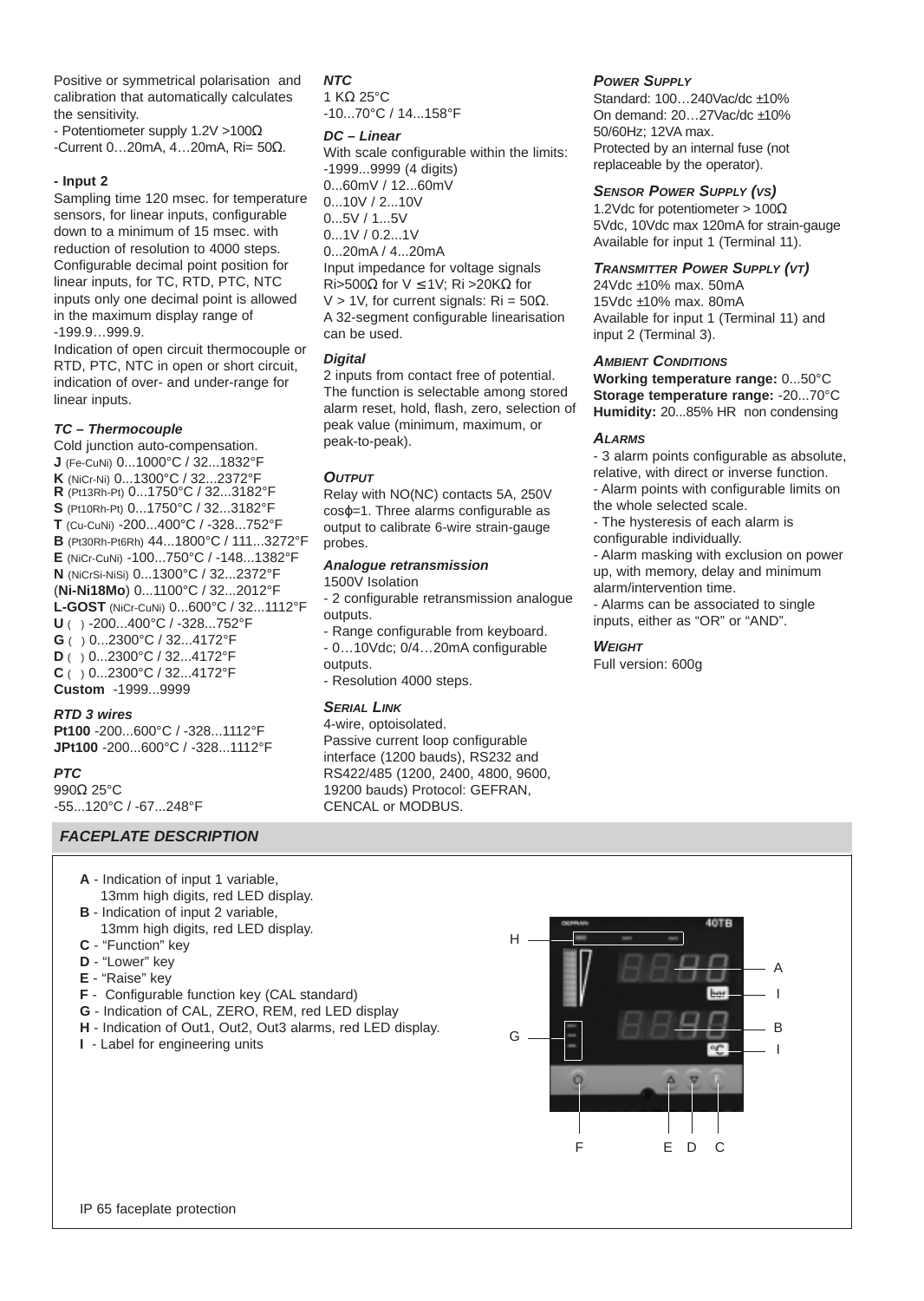Positive or symmetrical polarisation and calibration that automatically calculates the sensitivity.
- Potentiometer supply 1.2V >100Ω
-Current 0…20mA, 4…20mA, Ri= 50Ω.

**- Input 2**

Sampling time 120 msec. for temperature sensors, for linear inputs, configurable down to a minimum of 15 msec. with reduction of resolution to 4000 steps. Configurable decimal point position for linear inputs, for TC, RTD, PTC, NTC inputs only one decimal point is allowed in the maximum display range of -199.9…999.9.
Indication of open circuit thermocouple or RTD, PTC, NTC in open or short circuit, indication of over- and under-range for linear inputs.

***TC – Thermocouple***

Cold junction auto-compensation.
**J** (Fe-CuNi) 0...1000°C / 32...1832°F
**K** (NiCr-Ni) 0...1300°C / 32...2372°F
**R** (Pt13Rh-Pt) 0...1750°C / 32...3182°F
**S** (Pt10Rh-Pt) 0...1750°C / 32...3182°F
**T** (Cu-CuNi) -200...400°C / -328...752°F
**B** (Pt30Rh-Pt6Rh) 44...1800°C / 111...3272°F
**E** (NiCr-CuNi) -100...750°C / -148...1382°F
**N** (NiCrSi-NiSi) 0...1300°C / 32...2372°F
(**Ni-Ni18Mo**) 0...1100°C / 32...2012°F
**L-GOST** (NiCr-CuNi) 0...600°C / 32...1112°F
**U** ( ) -200...400°C / -328...752°F
**G** ( ) 0...2300°C / 32...4172°F
**D** ( ) 0...2300°C / 32...4172°F
**C** ( ) 0...2300°C / 32...4172°F
**Custom** -1999...9999

***RTD 3 wires***

**Pt100** -200...600°C / -328...1112°F
**JPt100** -200...600°C / -328...1112°F

***PTC***

990Ω 25°C
-55...120°C / -67...248°F

***NTC***

1 KΩ 25°C
-10...70°C / 14...158°F

***DC – Linear***

With scale configurable within the limits:
-1999...9999 (4 digits)
0...60mV / 12...60mV
0...10V / 2...10V
0...5V / 1...5V
0...1V / 0.2...1V
0...20mA / 4...20mA
Input impedance for voltage signals Ri>500Ω for V ≤ 1V; Ri >20KΩ for V > 1V, for current signals: Ri = 50Ω.
A 32-segment configurable linearisation can be used.

***Digital***

2 inputs from contact free of potential. The function is selectable among stored alarm reset, hold, flash, zero, selection of peak value (minimum, maximum, or peak-to-peak).

***OUTPUT***

Relay with NO(NC) contacts 5A, 250V cosφ=1. Three alarms configurable as output to calibrate 6-wire strain-gauge probes.

***Analogue retransmission***

1500V Isolation
- 2 configurable retransmission analogue outputs.
- Range configurable from keyboard.
- 0…10Vdc; 0/4…20mA configurable outputs.
- Resolution 4000 steps.

***SERIAL LINK***

4-wire, optoisolated.
Passive current loop configurable interface (1200 bauds), RS232 and RS422/485 (1200, 2400, 4800, 9600, 19200 bauds) Protocol: GEFRAN, CENCAL or MODBUS.

***POWER SUPPLY***

Standard: 100…240Vac/dc ±10%
On demand: 20…27Vac/dc ±10%
50/60Hz; 12VA max.
Protected by an internal fuse (not replaceable by the operator).

***SENSOR POWER SUPPLY (VS)***

1.2Vdc for potentiometer > 100Ω
5Vdc, 10Vdc max 120mA for strain-gauge
Available for input 1 (Terminal 11).

***TRANSMITTER POWER SUPPLY (VT)***

24Vdc ±10% max. 50mA
15Vdc ±10% max. 80mA
Available for input 1 (Terminal 11) and input 2 (Terminal 3).

***AMBIENT CONDITIONS***

**Working temperature range:** 0...50°C
**Storage temperature range:** -20...70°C
**Humidity:** 20...85% HR non condensing

***ALARMS***

- 3 alarm points configurable as absolute, relative, with direct or inverse function.
- Alarm points with configurable limits on the whole selected scale.
- The hysteresis of each alarm is configurable individually.
- Alarm masking with exclusion on power up, with memory, delay and minimum alarm/intervention time.
- Alarms can be associated to single inputs, either as “OR” or “AND”.

***WEIGHT***

Full version: 600g

## *FACEPLATE DESCRIPTION*

**A** - Indication of input 1 variable, 13mm high digits, red LED display.
**B** - Indication of input 2 variable, 13mm high digits, red LED display.
**C** - “Function” key
**D** - “Lower” key
**E** - “Raise” key
**F** - Configurable function key (CAL standard)
**G** - Indication of CAL, ZERO, REM, red LED display
**H** - Indication of Out1, Out2, Out3 alarms, red LED display.
**I** - Label for engineering units

IP 65 faceplate protection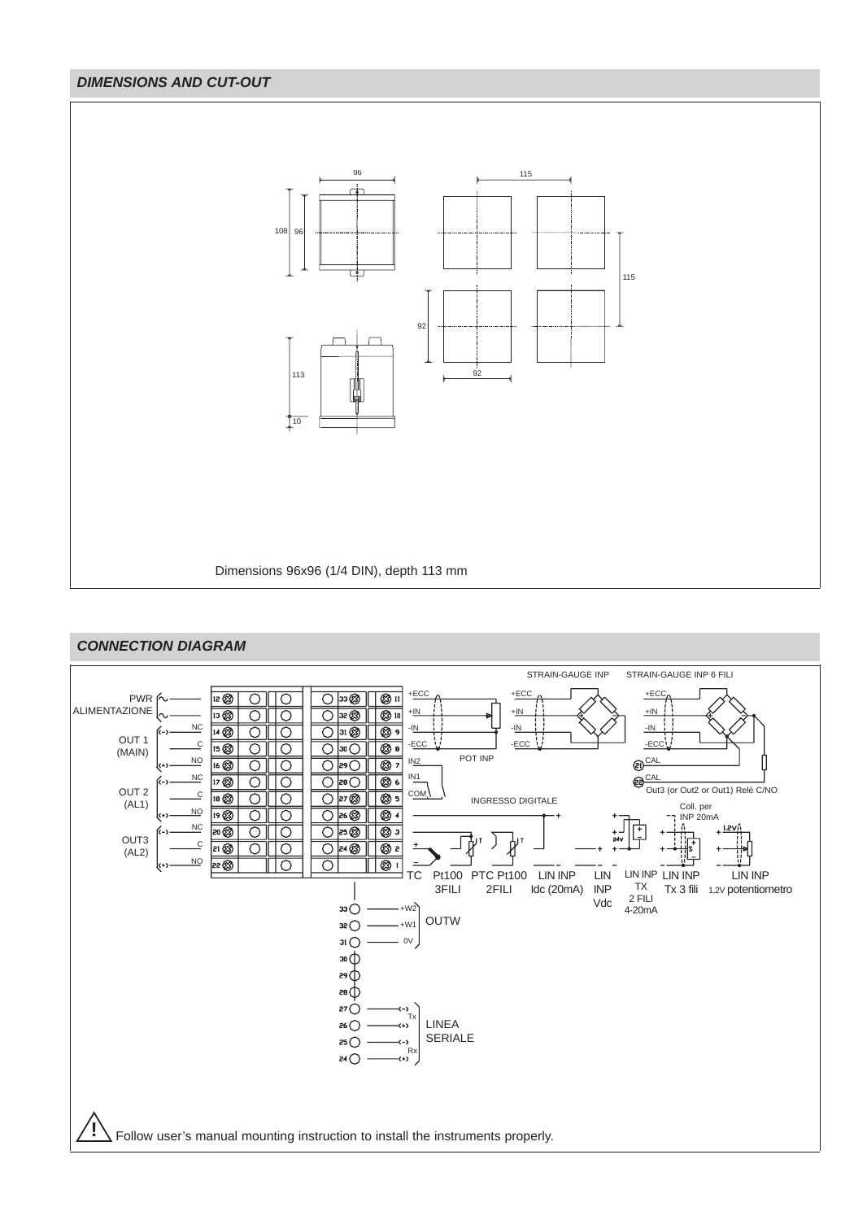## DIMENSIONS AND CUT-OUT

96

115

108 96

115

92

92

113

10

Dimensions 96x96 (1/4 DIN), depth 113 mm

## CONNECTION DIAGRAM

STRAIN-GAUGE INP STRAIN-GAUGE INP 6 FILI

PWR ALIMENTAZIONE

OUT 1 (MAIN) NC C NO

OUT 2 (AL1) NC C NO

OUT3 (AL2) NC C NO

+ECC +IN -IN -ECC IN2 IN1 COM

POT INP

INGRESSO DIGITALE

CAL CAL Out3 (or Out2 or Out1) Relé C/NO

Coll. per INP 20mA

TC Pt100 3FILI PTC Pt100 2FILI LIN INP Idc (20mA) LIN INP Vdc LIN INP TX 2 FILI 4-20mA LIN INP Tx 3 fili LIN INP 1,2V potentiometro

33 +W2, 32 +W1, 31 0V — OUTW

27 (-) Tx, 26 (+), 25 (-) Rx, 24 (+) — LINEA SERIALE

⚠ Follow user’s manual mounting instruction to install the instruments properly.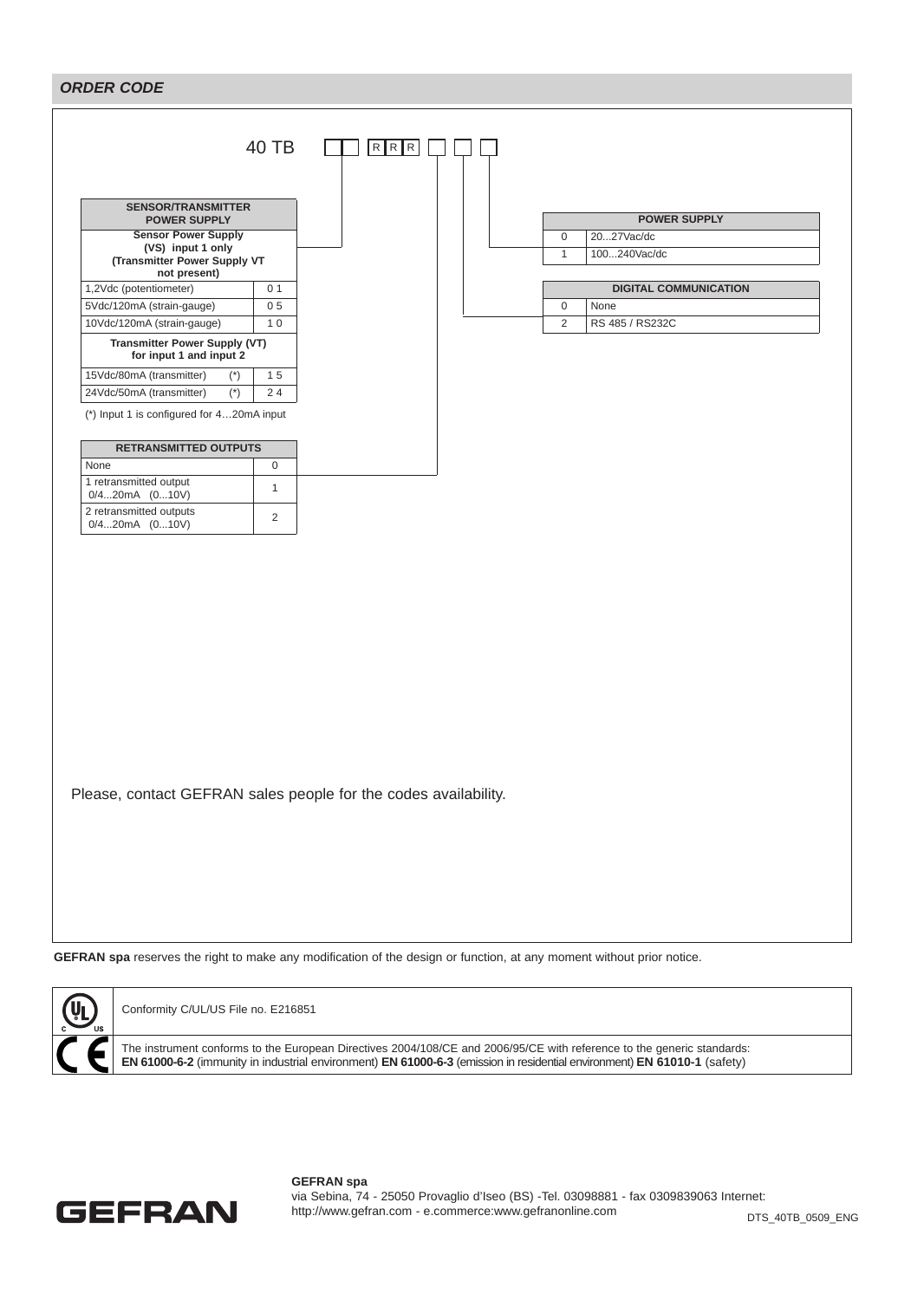## ORDER CODE

40 TB ☐☐ R R R ☐ ☐ ☐

| SENSOR/TRANSMITTER POWER SUPPLY | |
|---|---|
| **Sensor Power Supply (VS) input 1 only (Transmitter Power Supply VT not present)** | |
| 1,2Vdc (potentiometer) | 0 1 |
| 5Vdc/120mA (strain-gauge) | 0 5 |
| 10Vdc/120mA (strain-gauge) | 1 0 |
| **Transmitter Power Supply (VT) for input 1 and input 2** | |
| 15Vdc/80mA (transmitter) (*) | 1 5 |
| 24Vdc/50mA (transmitter) (*) | 2 4 |

(*) Input 1 is configured for 4…20mA input

| RETRANSMITTED OUTPUTS | |
|---|---|
| None | 0 |
| 1 retransmitted output 0/4...20mA (0...10V) | 1 |
| 2 retransmitted outputs 0/4...20mA (0...10V) | 2 |

| POWER SUPPLY | |
|---|---|
| 0 | 20...27Vac/dc |
| 1 | 100...240Vac/dc |

| DIGITAL COMMUNICATION | |
|---|---|
| 0 | None |
| 2 | RS 485 / RS232C |

Please, contact GEFRAN sales people for the codes availability.

**GEFRAN spa** reserves the right to make any modification of the design or function, at any moment without prior notice.

Conformity C/UL/US File no. E216851

The instrument conforms to the European Directives 2004/108/CE and 2006/95/CE with reference to the generic standards: **EN 61000-6-2** (immunity in industrial environment) **EN 61000-6-3** (emission in residential environment) **EN 61010-1** (safety)

**GEFRAN spa**
via Sebina, 74 - 25050 Provaglio d'Iseo (BS) -Tel. 03098881 - fax 0309839063 Internet: http://www.gefran.com - e.commerce:www.gefranonline.com

DTS_40TB_0509_ENG